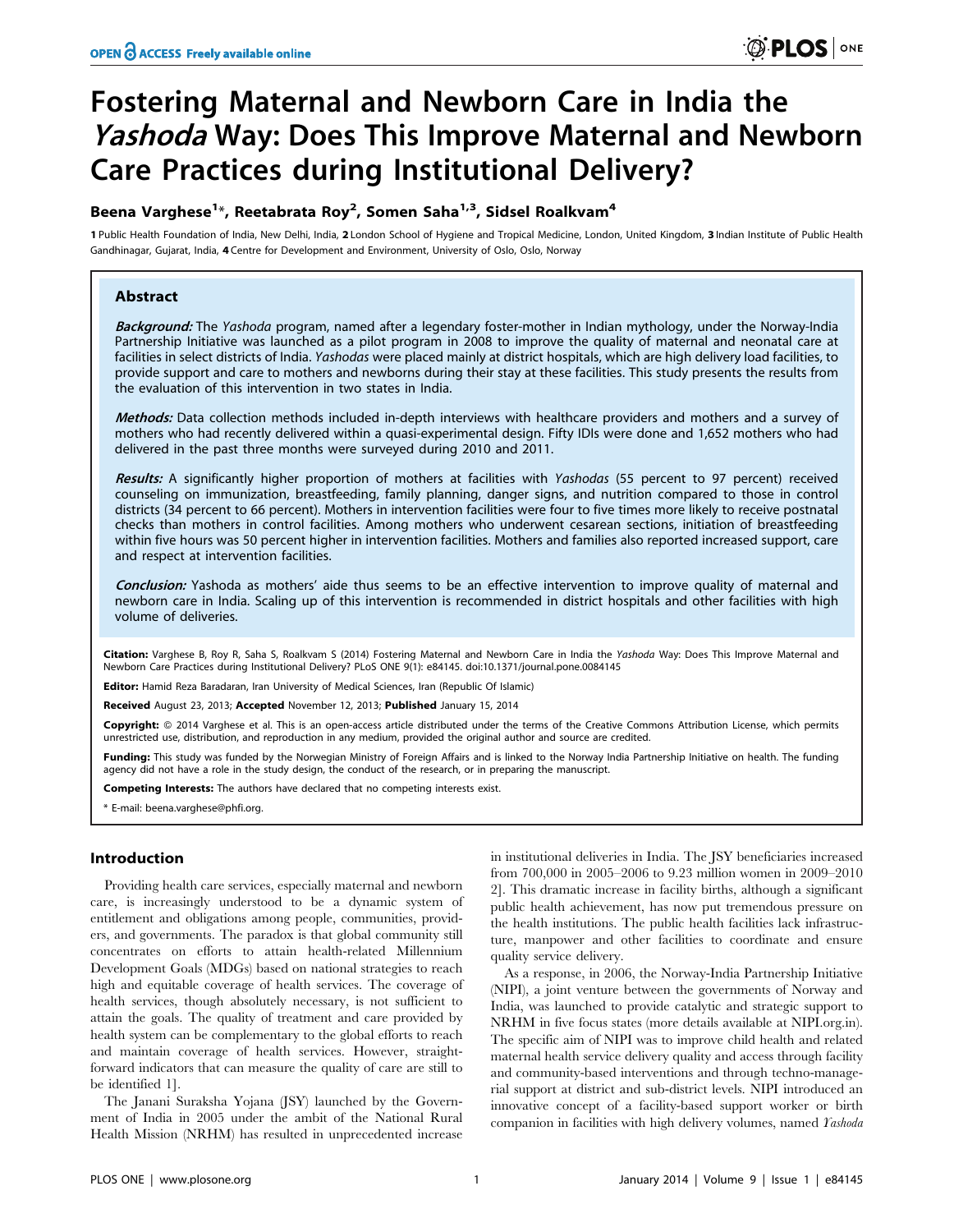# Fostering Maternal and Newborn Care in India the *Yashoda* Way: Does This Improve Maternal and Newborn Care Practices during Institutional Delivery?

**Beena Varghese[1]*, Reetabrata Roy[2], Somen Saha[1,3], Sidsel Roalkvam[4]**

**1** Public Health Foundation of India, New Delhi, India, **2** London School of Hygiene and Tropical Medicine, London, United Kingdom, **3** Indian Institute of Public Health Gandhinagar, Gujarat, India, **4** Centre for Development and Environment, University of Oslo, Oslo, Norway

## Abstract

***Background:*** The *Yashoda* program, named after a legendary foster-mother in Indian mythology, under the Norway-India Partnership Initiative was launched as a pilot program in 2008 to improve the quality of maternal and neonatal care at facilities in select districts of India. *Yashodas* were placed mainly at district hospitals, which are high delivery load facilities, to provide support and care to mothers and newborns during their stay at these facilities. This study presents the results from the evaluation of this intervention in two states in India.

***Methods:*** Data collection methods included in-depth interviews with healthcare providers and mothers and a survey of mothers who had recently delivered within a quasi-experimental design. Fifty IDIs were done and 1,652 mothers who had delivered in the past three months were surveyed during 2010 and 2011.

***Results:*** A significantly higher proportion of mothers at facilities with *Yashodas* (55 percent to 97 percent) received counseling on immunization, breastfeeding, family planning, danger signs, and nutrition compared to those in control districts (34 percent to 66 percent). Mothers in intervention facilities were four to five times more likely to receive postnatal checks than mothers in control facilities. Among mothers who underwent cesarean sections, initiation of breastfeeding within five hours was 50 percent higher in intervention facilities. Mothers and families also reported increased support, care and respect at intervention facilities.

***Conclusion:*** Yashoda as mothers' aide thus seems to be an effective intervention to improve quality of maternal and newborn care in India. Scaling up of this intervention is recommended in district hospitals and other facilities with high volume of deliveries.

**Citation:** Varghese B, Roy R, Saha S, Roalkvam S (2014) Fostering Maternal and Newborn Care in India the *Yashoda* Way: Does This Improve Maternal and Newborn Care Practices during Institutional Delivery? PLoS ONE 9(1): e84145. doi:10.1371/journal.pone.0084145

**Editor:** Hamid Reza Baradaran, Iran University of Medical Sciences, Iran (Republic Of Islamic)

**Received** August 23, 2013; **Accepted** November 12, 2013; **Published** January 15, 2014

**Copyright:** © 2014 Varghese et al. This is an open-access article distributed under the terms of the Creative Commons Attribution License, which permits unrestricted use, distribution, and reproduction in any medium, provided the original author and source are credited.

**Funding:** This study was funded by the Norwegian Ministry of Foreign Affairs and is linked to the Norway India Partnership Initiative on health. The funding agency did not have a role in the study design, the conduct of the research, or in preparing the manuscript.

**Competing Interests:** The authors have declared that no competing interests exist.

\* E-mail: beena.varghese@phfi.org.

## Introduction

Providing health care services, especially maternal and newborn care, is increasingly understood to be a dynamic system of entitlement and obligations among people, communities, providers, and governments. The paradox is that global community still concentrates on efforts to attain health-related Millennium Development Goals (MDGs) based on national strategies to reach high and equitable coverage of health services. The coverage of health services, though absolutely necessary, is not sufficient to attain the goals. The quality of treatment and care provided by health system can be complementary to the global efforts to reach and maintain coverage of health services. However, straightforward indicators that can measure the quality of care are still to be identified 1].

The Janani Suraksha Yojana (JSY) launched by the Government of India in 2005 under the ambit of the National Rural Health Mission (NRHM) has resulted in unprecedented increase in institutional deliveries in India. The JSY beneficiaries increased from 700,000 in 2005–2006 to 9.23 million women in 2009–2010 2]. This dramatic increase in facility births, although a significant public health achievement, has now put tremendous pressure on the health institutions. The public health facilities lack infrastructure, manpower and other facilities to coordinate and ensure quality service delivery.

As a response, in 2006, the Norway-India Partnership Initiative (NIPI), a joint venture between the governments of Norway and India, was launched to provide catalytic and strategic support to NRHM in five focus states (more details available at NIPI.org.in). The specific aim of NIPI was to improve child health and related maternal health service delivery quality and access through facility and community-based interventions and through techno-managerial support at district and sub-district levels. NIPI introduced an innovative concept of a facility-based support worker or birth companion in facilities with high delivery volumes, named *Yashoda*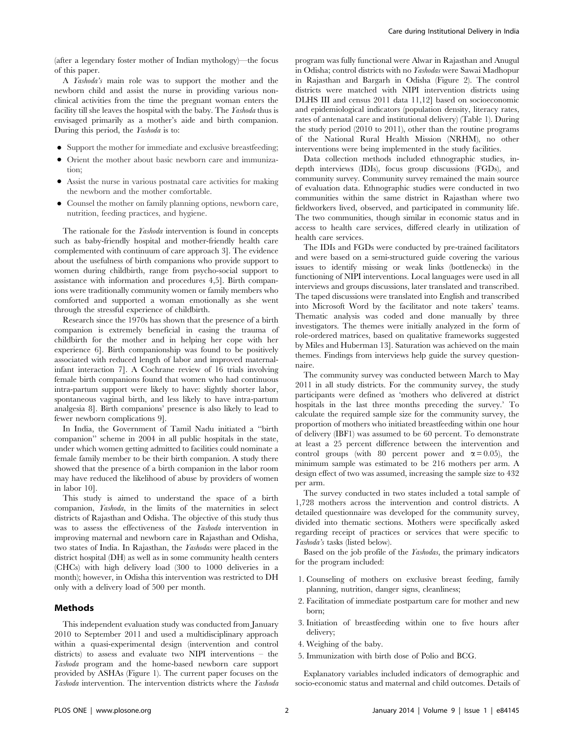(after a legendary foster mother of Indian mythology)—the focus of this paper.

A *Yashoda's* main role was to support the mother and the newborn child and assist the nurse in providing various non-clinical activities from the time the pregnant woman enters the facility till she leaves the hospital with the baby. The *Yashoda* thus is envisaged primarily as a mother's aide and birth companion. During this period, the *Yashoda* is to:

- Support the mother for immediate and exclusive breastfeeding;
- Orient the mother about basic newborn care and immunization;
- Assist the nurse in various postnatal care activities for making the newborn and the mother comfortable.
- Counsel the mother on family planning options, newborn care, nutrition, feeding practices, and hygiene.

The rationale for the *Yashoda* intervention is found in concepts such as baby-friendly hospital and mother-friendly health care complemented with continuum of care approach 3]. The evidence about the usefulness of birth companions who provide support to women during childbirth, range from psycho-social support to assistance with information and procedures 4,5]. Birth companions were traditionally community women or family members who comforted and supported a woman emotionally as she went through the stressful experience of childbirth.

Research since the 1970s has shown that the presence of a birth companion is extremely beneficial in easing the trauma of childbirth for the mother and in helping her cope with her experience 6]. Birth companionship was found to be positively associated with reduced length of labor and improved maternal-infant interaction 7]. A Cochrane review of 16 trials involving female birth companions found that women who had continuous intra-partum support were likely to have: slightly shorter labor, spontaneous vaginal birth, and less likely to have intra-partum analgesia 8]. Birth companions' presence is also likely to lead to fewer newborn complications 9].

In India, the Government of Tamil Nadu initiated a "birth companion" scheme in 2004 in all public hospitals in the state, under which women getting admitted to facilities could nominate a female family member to be their birth companion. A study there showed that the presence of a birth companion in the labor room may have reduced the likelihood of abuse by providers of women in labor 10].

This study is aimed to understand the space of a birth companion, *Yashoda*, in the limits of the maternities in select districts of Rajasthan and Odisha. The objective of this study thus was to assess the effectiveness of the *Yashoda* intervention in improving maternal and newborn care in Rajasthan and Odisha, two states of India. In Rajasthan, the *Yashodas* were placed in the district hospital (DH) as well as in some community health centers (CHCs) with high delivery load (300 to 1000 deliveries in a month); however, in Odisha this intervention was restricted to DH only with a delivery load of 500 per month.

## Methods

This independent evaluation study was conducted from January 2010 to September 2011 and used a multidisciplinary approach within a quasi-experimental design (intervention and control districts) to assess and evaluate two NIPI interventions – the *Yashoda* program and the home-based newborn care support provided by ASHAs (Figure 1). The current paper focuses on the *Yashoda* intervention. The intervention districts where the *Yashoda* program was fully functional were Alwar in Rajasthan and Anugul in Odisha; control districts with no *Yashodas* were Sawai Madhopur in Rajasthan and Bargarh in Odisha (Figure 2). The control districts were matched with NIPI intervention districts using DLHS III and census 2011 data 11,12] based on socioeconomic and epidemiological indicators (population density, literacy rates, rates of antenatal care and institutional delivery) (Table 1). During the study period (2010 to 2011), other than the routine programs of the National Rural Health Mission (NRHM), no other interventions were being implemented in the study facilities.

Data collection methods included ethnographic studies, in-depth interviews (IDIs), focus group discussions (FGDs), and community survey. Community survey remained the main source of evaluation data. Ethnographic studies were conducted in two communities within the same district in Rajasthan where two fieldworkers lived, observed, and participated in community life. The two communities, though similar in economic status and in access to health care services, differed clearly in utilization of health care services.

The IDIs and FGDs were conducted by pre-trained facilitators and were based on a semi-structured guide covering the various issues to identify missing or weak links (bottlenecks) in the functioning of NIPI interventions. Local languages were used in all interviews and groups discussions, later translated and transcribed. The taped discussions were translated into English and transcribed into Microsoft Word by the facilitator and note takers' teams. Thematic analysis was coded and done manually by three investigators. The themes were initially analyzed in the form of role-ordered matrices, based on qualitative frameworks suggested by Miles and Huberman 13]. Saturation was achieved on the main themes. Findings from interviews help guide the survey questionnaire.

The community survey was conducted between March to May 2011 in all study districts. For the community survey, the study participants were defined as 'mothers who delivered at district hospitals in the last three months preceding the survey.' To calculate the required sample size for the community survey, the proportion of mothers who initiated breastfeeding within one hour of delivery (IBF1) was assumed to be 60 percent. To demonstrate at least a 25 percent difference between the intervention and control groups (with 80 percent power and $\alpha = 0.05$), the minimum sample was estimated to be 216 mothers per arm. A design effect of two was assumed, increasing the sample size to 432 per arm.

The survey conducted in two states included a total sample of 1,728 mothers across the intervention and control districts. A detailed questionnaire was developed for the community survey, divided into thematic sections. Mothers were specifically asked regarding receipt of practices or services that were specific to *Yashoda's* tasks (listed below).

Based on the job profile of the *Yashodas*, the primary indicators for the program included:

1. Counseling of mothers on exclusive breast feeding, family planning, nutrition, danger signs, cleanliness;
2. Facilitation of immediate postpartum care for mother and new born;
3. Initiation of breastfeeding within one to five hours after delivery;
4. Weighing of the baby.
5. Immunization with birth dose of Polio and BCG.

Explanatory variables included indicators of demographic and socio-economic status and maternal and child outcomes. Details of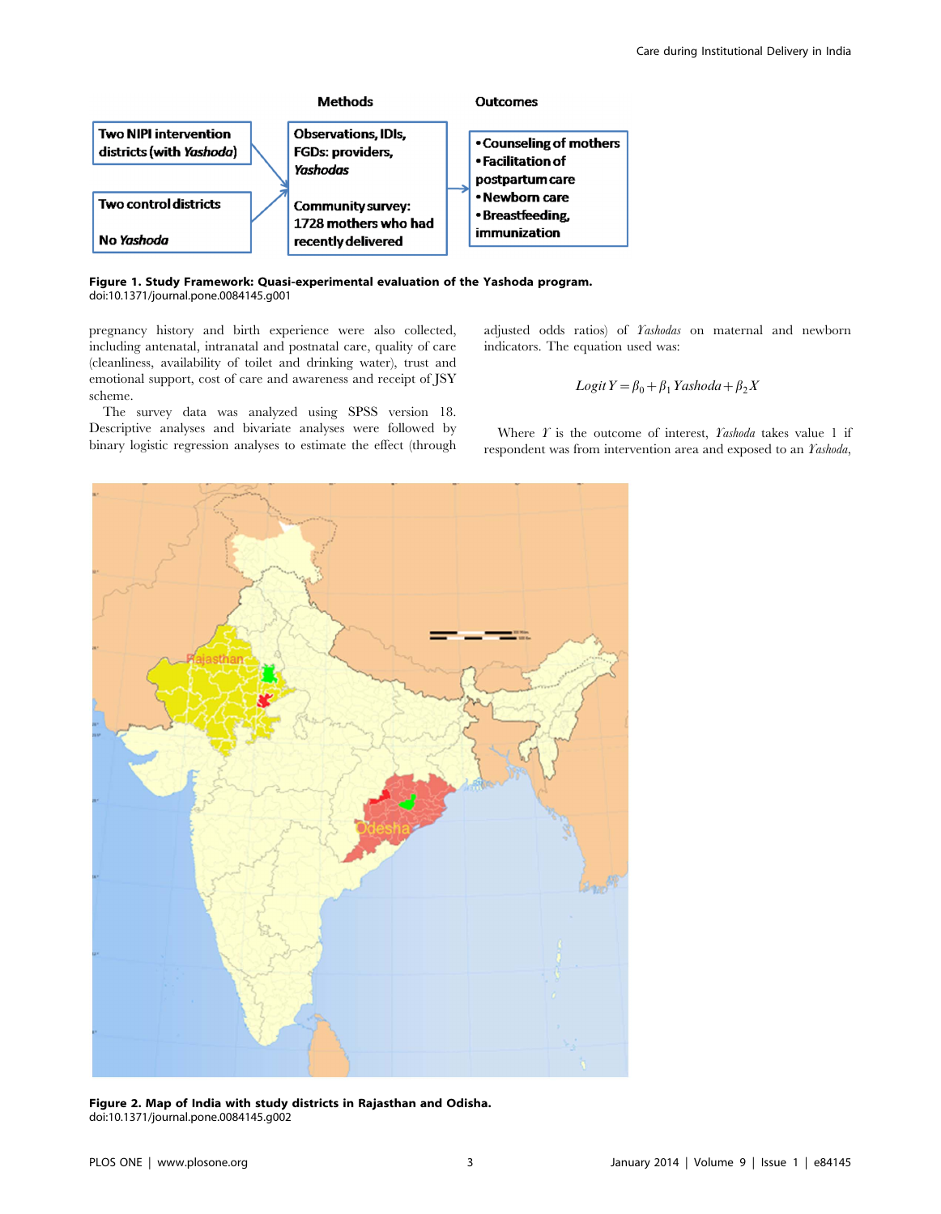Figure 1. Study Framework: Quasi-experimental evaluation of the Yashoda program.
doi:10.1371/journal.pone.0084145.g001

pregnancy history and birth experience were also collected, including antenatal, intranatal and postnatal care, quality of care (cleanliness, availability of toilet and drinking water), trust and emotional support, cost of care and awareness and receipt of JSY scheme.

The survey data was analyzed using SPSS version 18. Descriptive analyses and bivariate analyses were followed by binary logistic regression analyses to estimate the effect (through adjusted odds ratios) of *Yashodas* on maternal and newborn indicators. The equation used was:

$$Logit\,Y = \beta_0 + \beta_1\,Yashoda + \beta_2 X$$

Where $Y$ is the outcome of interest, *Yashoda* takes value 1 if respondent was from intervention area and exposed to an *Yashoda*,

Figure 2. Map of India with study districts in Rajasthan and Odisha.
doi:10.1371/journal.pone.0084145.g002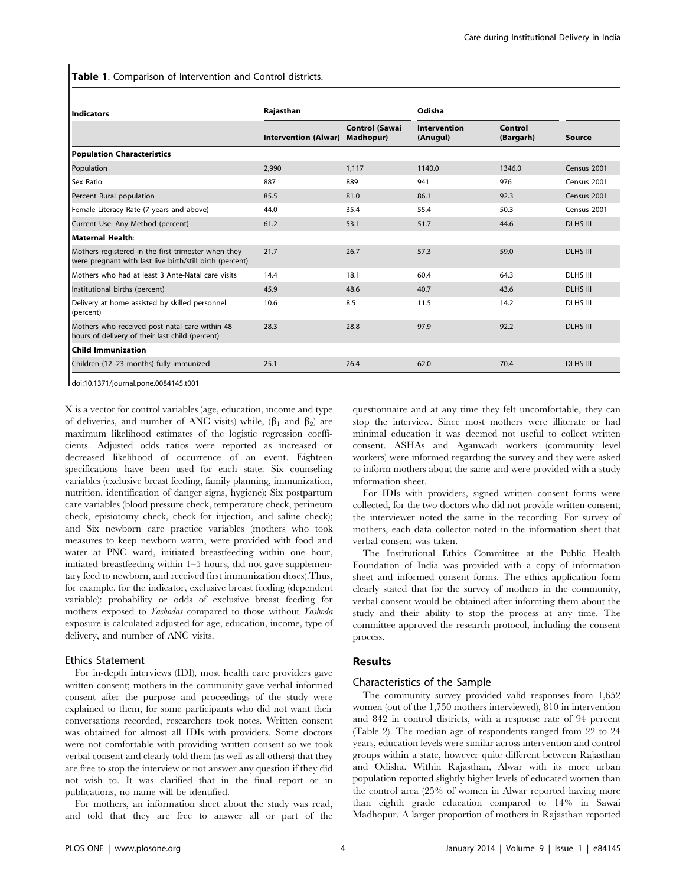**Table 1.** Comparison of Intervention and Control districts.

| Indicators | Rajasthan | | Odisha | | |
|---|---|---|---|---|---|
| | Intervention (Alwar) | Control (Sawai Madhopur) | Intervention (Anugul) | Control (Bargarh) | Source |
| **Population Characteristics** | | | | | |
| Population | 2,990 | 1,117 | 1140.0 | 1346.0 | Census 2001 |
| Sex Ratio | 887 | 889 | 941 | 976 | Census 2001 |
| Percent Rural population | 85.5 | 81.0 | 86.1 | 92.3 | Census 2001 |
| Female Literacy Rate (7 years and above) | 44.0 | 35.4 | 55.4 | 50.3 | Census 2001 |
| Current Use: Any Method (percent) | 61.2 | 53.1 | 51.7 | 44.6 | DLHS III |
| **Maternal Health**: | | | | | |
| Mothers registered in the first trimester when they were pregnant with last live birth/still birth (percent) | 21.7 | 26.7 | 57.3 | 59.0 | DLHS III |
| Mothers who had at least 3 Ante-Natal care visits | 14.4 | 18.1 | 60.4 | 64.3 | DLHS III |
| Institutional births (percent) | 45.9 | 48.6 | 40.7 | 43.6 | DLHS III |
| Delivery at home assisted by skilled personnel (percent) | 10.6 | 8.5 | 11.5 | 14.2 | DLHS III |
| Mothers who received post natal care within 48 hours of delivery of their last child (percent) | 28.3 | 28.8 | 97.9 | 92.2 | DLHS III |
| **Child Immunization** | | | | | |
| Children (12–23 months) fully immunized | 25.1 | 26.4 | 62.0 | 70.4 | DLHS III |

doi:10.1371/journal.pone.0084145.t001

X is a vector for control variables (age, education, income and type of deliveries, and number of ANC visits) while, ($\beta_1$ and $\beta_2$) are maximum likelihood estimates of the logistic regression coefficients. Adjusted odds ratios were reported as increased or decreased likelihood of occurrence of an event. Eighteen specifications have been used for each state: Six counseling variables (exclusive breast feeding, family planning, immunization, nutrition, identification of danger signs, hygiene); Six postpartum care variables (blood pressure check, temperature check, perineum check, episiotomy check, check for injection, and saline check); and Six newborn care practice variables (mothers who took measures to keep newborn warm, were provided with food and water at PNC ward, initiated breastfeeding within one hour, initiated breastfeeding within 1–5 hours, did not gave supplementary feed to newborn, and received first immunization doses).Thus, for example, for the indicator, exclusive breast feeding (dependent variable): probability or odds of exclusive breast feeding for mothers exposed to *Yashodas* compared to those without *Yashoda* exposure is calculated adjusted for age, education, income, type of delivery, and number of ANC visits.

### Ethics Statement

For in-depth interviews (IDI), most health care providers gave written consent; mothers in the community gave verbal informed consent after the purpose and proceedings of the study were explained to them, for some participants who did not want their conversations recorded, researchers took notes. Written consent was obtained for almost all IDIs with providers. Some doctors were not comfortable with providing written consent so we took verbal consent and clearly told them (as well as all others) that they are free to stop the interview or not answer any question if they did not wish to. It was clarified that in the final report or in publications, no name will be identified.

For mothers, an information sheet about the study was read, and told that they are free to answer all or part of the questionnaire and at any time they felt uncomfortable, they can stop the interview. Since most mothers were illiterate or had minimal education it was deemed not useful to collect written consent. ASHAs and Aganwadi workers (community level workers) were informed regarding the survey and they were asked to inform mothers about the same and were provided with a study information sheet.

For IDIs with providers, signed written consent forms were collected, for the two doctors who did not provide written consent; the interviewer noted the same in the recording. For survey of mothers, each data collector noted in the information sheet that verbal consent was taken.

The Institutional Ethics Committee at the Public Health Foundation of India was provided with a copy of information sheet and informed consent forms. The ethics application form clearly stated that for the survey of mothers in the community, verbal consent would be obtained after informing them about the study and their ability to stop the process at any time. The committee approved the research protocol, including the consent process.

## Results

### Characteristics of the Sample

The community survey provided valid responses from 1,652 women (out of the 1,750 mothers interviewed), 810 in intervention and 842 in control districts, with a response rate of 94 percent (Table 2). The median age of respondents ranged from 22 to 24 years, education levels were similar across intervention and control groups within a state, however quite different between Rajasthan and Odisha. Within Rajasthan, Alwar with its more urban population reported slightly higher levels of educated women than the control area (25% of women in Alwar reported having more than eighth grade education compared to 14% in Sawai Madhopur. A larger proportion of mothers in Rajasthan reported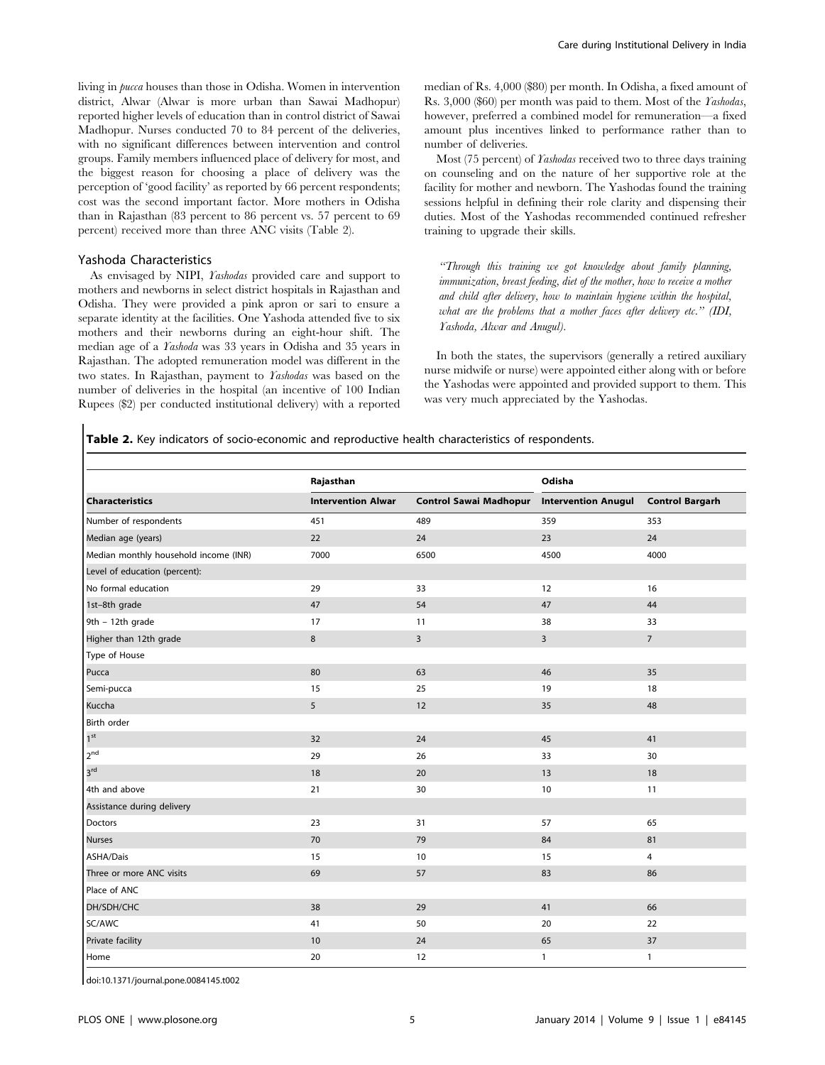living in *pucca* houses than those in Odisha. Women in intervention district, Alwar (Alwar is more urban than Sawai Madhopur) reported higher levels of education than in control district of Sawai Madhopur. Nurses conducted 70 to 84 percent of the deliveries, with no significant differences between intervention and control groups. Family members influenced place of delivery for most, and the biggest reason for choosing a place of delivery was the perception of 'good facility' as reported by 66 percent respondents; cost was the second important factor. More mothers in Odisha than in Rajasthan (83 percent to 86 percent vs. 57 percent to 69 percent) received more than three ANC visits (Table 2).

## Yashoda Characteristics

As envisaged by NIPI, *Yashodas* provided care and support to mothers and newborns in select district hospitals in Rajasthan and Odisha. They were provided a pink apron or sari to ensure a separate identity at the facilities. One Yashoda attended five to six mothers and their newborns during an eight-hour shift. The median age of a *Yashoda* was 33 years in Odisha and 35 years in Rajasthan. The adopted remuneration model was different in the two states. In Rajasthan, payment to *Yashodas* was based on the number of deliveries in the hospital (an incentive of 100 Indian Rupees ($2) per conducted institutional delivery) with a reported median of Rs. 4,000 ($80) per month. In Odisha, a fixed amount of Rs. 3,000 ($60) per month was paid to them. Most of the *Yashodas*, however, preferred a combined model for remuneration—a fixed amount plus incentives linked to performance rather than to number of deliveries.

Most (75 percent) of *Yashodas* received two to three days training on counseling and on the nature of her supportive role at the facility for mother and newborn. The Yashodas found the training sessions helpful in defining their role clarity and dispensing their duties. Most of the Yashodas recommended continued refresher training to upgrade their skills.

> *"Through this training we got knowledge about family planning, immunization, breast feeding, diet of the mother, how to receive a mother and child after delivery, how to maintain hygiene within the hospital, what are the problems that a mother faces after delivery etc." (IDI, Yashoda, Alwar and Anugul).*

In both the states, the supervisors (generally a retired auxiliary nurse midwife or nurse) were appointed either along with or before the Yashodas were appointed and provided support to them. This was very much appreciated by the Yashodas.

**Table 2.** Key indicators of socio-economic and reproductive health characteristics of respondents.

| | Rajasthan | | Odisha | |
|---|---|---|---|---|
| **Characteristics** | **Intervention Alwar** | **Control Sawai Madhopur** | **Intervention Anugul** | **Control Bargarh** |
| Number of respondents | 451 | 489 | 359 | 353 |
| Median age (years) | 22 | 24 | 23 | 24 |
| Median monthly household income (INR) | 7000 | 6500 | 4500 | 4000 |
| Level of education (percent): | | | | |
| No formal education | 29 | 33 | 12 | 16 |
| 1st–8th grade | 47 | 54 | 47 | 44 |
| 9th – 12th grade | 17 | 11 | 38 | 33 |
| Higher than 12th grade | 8 | 3 | 3 | 7 |
| Type of House | | | | |
| Pucca | 80 | 63 | 46 | 35 |
| Semi-pucca | 15 | 25 | 19 | 18 |
| Kuccha | 5 | 12 | 35 | 48 |
| Birth order | | | | |
| 1st | 32 | 24 | 45 | 41 |
| 2nd | 29 | 26 | 33 | 30 |
| 3rd | 18 | 20 | 13 | 18 |
| 4th and above | 21 | 30 | 10 | 11 |
| Assistance during delivery | | | | |
| Doctors | 23 | 31 | 57 | 65 |
| Nurses | 70 | 79 | 84 | 81 |
| ASHA/Dais | 15 | 10 | 15 | 4 |
| Three or more ANC visits | 69 | 57 | 83 | 86 |
| Place of ANC | | | | |
| DH/SDH/CHC | 38 | 29 | 41 | 66 |
| SC/AWC | 41 | 50 | 20 | 22 |
| Private facility | 10 | 24 | 65 | 37 |
| Home | 20 | 12 | 1 | 1 |

doi:10.1371/journal.pone.0084145.t002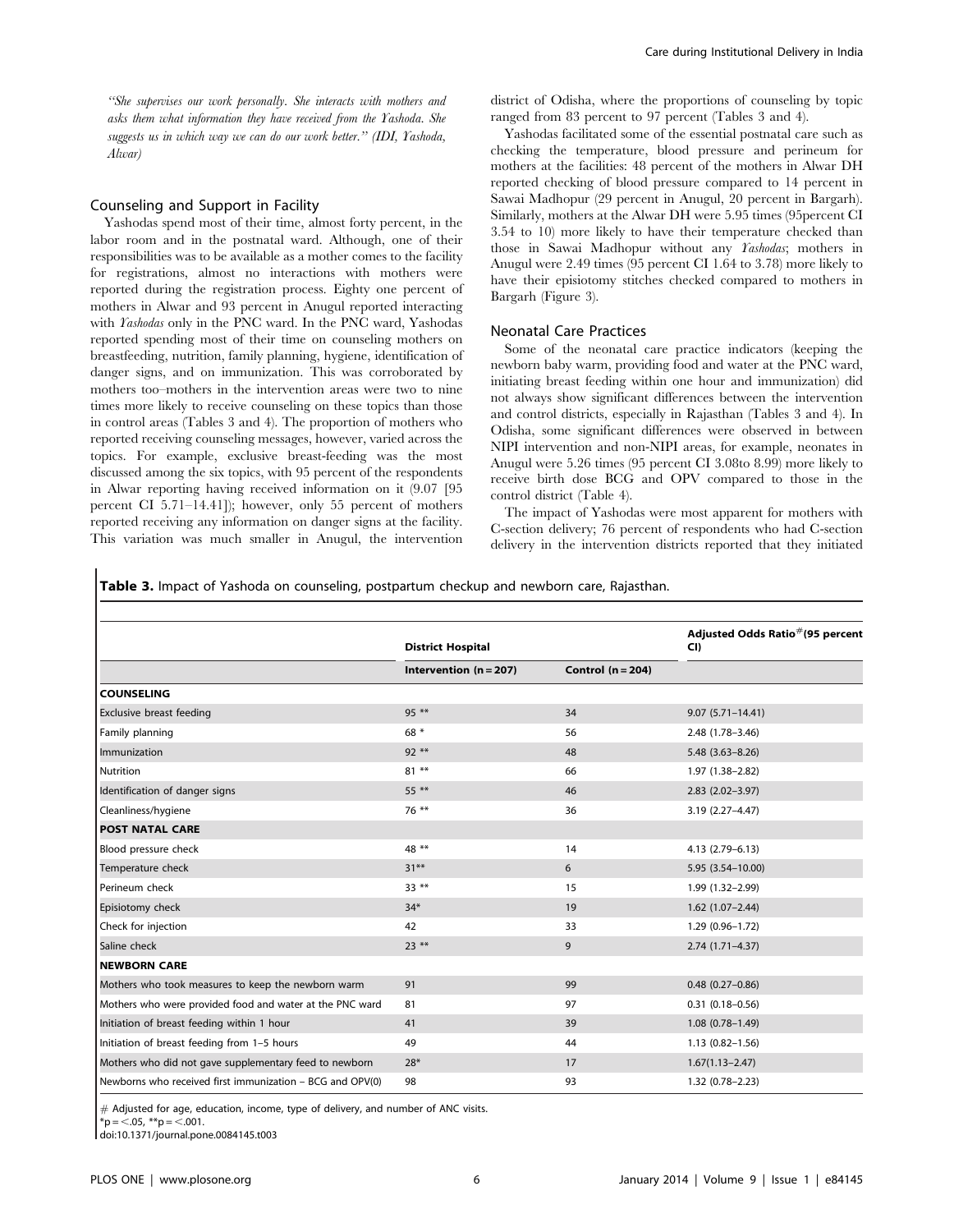"She supervises our work personally. She interacts with mothers and asks them what information they have received from the Yashoda. She suggests us in which way we can do our work better." (IDI, Yashoda, Alwar)

## Counseling and Support in Facility

Yashodas spend most of their time, almost forty percent, in the labor room and in the postnatal ward. Although, one of their responsibilities was to be available as a mother comes to the facility for registrations, almost no interactions with mothers were reported during the registration process. Eighty one percent of mothers in Alwar and 93 percent in Anugul reported interacting with *Yashodas* only in the PNC ward. In the PNC ward, Yashodas reported spending most of their time on counseling mothers on breastfeeding, nutrition, family planning, hygiene, identification of danger signs, and on immunization. This was corroborated by mothers too–mothers in the intervention areas were two to nine times more likely to receive counseling on these topics than those in control areas (Tables 3 and 4). The proportion of mothers who reported receiving counseling messages, however, varied across the topics. For example, exclusive breast-feeding was the most discussed among the six topics, with 95 percent of the respondents in Alwar reporting having received information on it (9.07 [95 percent CI 5.71–14.41]); however, only 55 percent of mothers reported receiving any information on danger signs at the facility. This variation was much smaller in Anugul, the intervention district of Odisha, where the proportions of counseling by topic ranged from 83 percent to 97 percent (Tables 3 and 4).

Yashodas facilitated some of the essential postnatal care such as checking the temperature, blood pressure and perineum for mothers at the facilities: 48 percent of the mothers in Alwar DH reported checking of blood pressure compared to 14 percent in Sawai Madhopur (29 percent in Anugul, 20 percent in Bargarh). Similarly, mothers at the Alwar DH were 5.95 times (95percent CI 3.54 to 10) more likely to have their temperature checked than those in Sawai Madhopur without any *Yashodas*; mothers in Anugul were 2.49 times (95 percent CI 1.64 to 3.78) more likely to have their episiotomy stitches checked compared to mothers in Bargarh (Figure 3).

## Neonatal Care Practices

Some of the neonatal care practice indicators (keeping the newborn baby warm, providing food and water at the PNC ward, initiating breast feeding within one hour and immunization) did not always show significant differences between the intervention and control districts, especially in Rajasthan (Tables 3 and 4). In Odisha, some significant differences were observed in between NIPI intervention and non-NIPI areas, for example, neonates in Anugul were 5.26 times (95 percent CI 3.08to 8.99) more likely to receive birth dose BCG and OPV compared to those in the control district (Table 4).

The impact of Yashodas were most apparent for mothers with C-section delivery; 76 percent of respondents who had C-section delivery in the intervention districts reported that they initiated

**Table 3.** Impact of Yashoda on counseling, postpartum checkup and newborn care, Rajasthan.

| | District Hospital | | Adjusted Odds Ratio# (95 percent CI) |
|---|---|---|---|
| | Intervention (n = 207) | Control (n = 204) | |
| **COUNSELING** | | | |
| Exclusive breast feeding | 95 ** | 34 | 9.07 (5.71–14.41) |
| Family planning | 68 * | 56 | 2.48 (1.78–3.46) |
| Immunization | 92 ** | 48 | 5.48 (3.63–8.26) |
| Nutrition | 81 ** | 66 | 1.97 (1.38–2.82) |
| Identification of danger signs | 55 ** | 46 | 2.83 (2.02–3.97) |
| Cleanliness/hygiene | 76 ** | 36 | 3.19 (2.27–4.47) |
| **POST NATAL CARE** | | | |
| Blood pressure check | 48 ** | 14 | 4.13 (2.79–6.13) |
| Temperature check | 31** | 6 | 5.95 (3.54–10.00) |
| Perineum check | 33 ** | 15 | 1.99 (1.32–2.99) |
| Episiotomy check | 34* | 19 | 1.62 (1.07–2.44) |
| Check for injection | 42 | 33 | 1.29 (0.96–1.72) |
| Saline check | 23 ** | 9 | 2.74 (1.71–4.37) |
| **NEWBORN CARE** | | | |
| Mothers who took measures to keep the newborn warm | 91 | 99 | 0.48 (0.27–0.86) |
| Mothers who were provided food and water at the PNC ward | 81 | 97 | 0.31 (0.18–0.56) |
| Initiation of breast feeding within 1 hour | 41 | 39 | 1.08 (0.78–1.49) |
| Initiation of breast feeding from 1–5 hours | 49 | 44 | 1.13 (0.82–1.56) |
| Mothers who did not gave supplementary feed to newborn | 28* | 17 | 1.67(1.13–2.47) |
| Newborns who received first immunization – BCG and OPV(0) | 98 | 93 | 1.32 (0.78–2.23) |

# Adjusted for age, education, income, type of delivery, and number of ANC visits.
*p = <.05, **p = <.001.
doi:10.1371/journal.pone.0084145.t003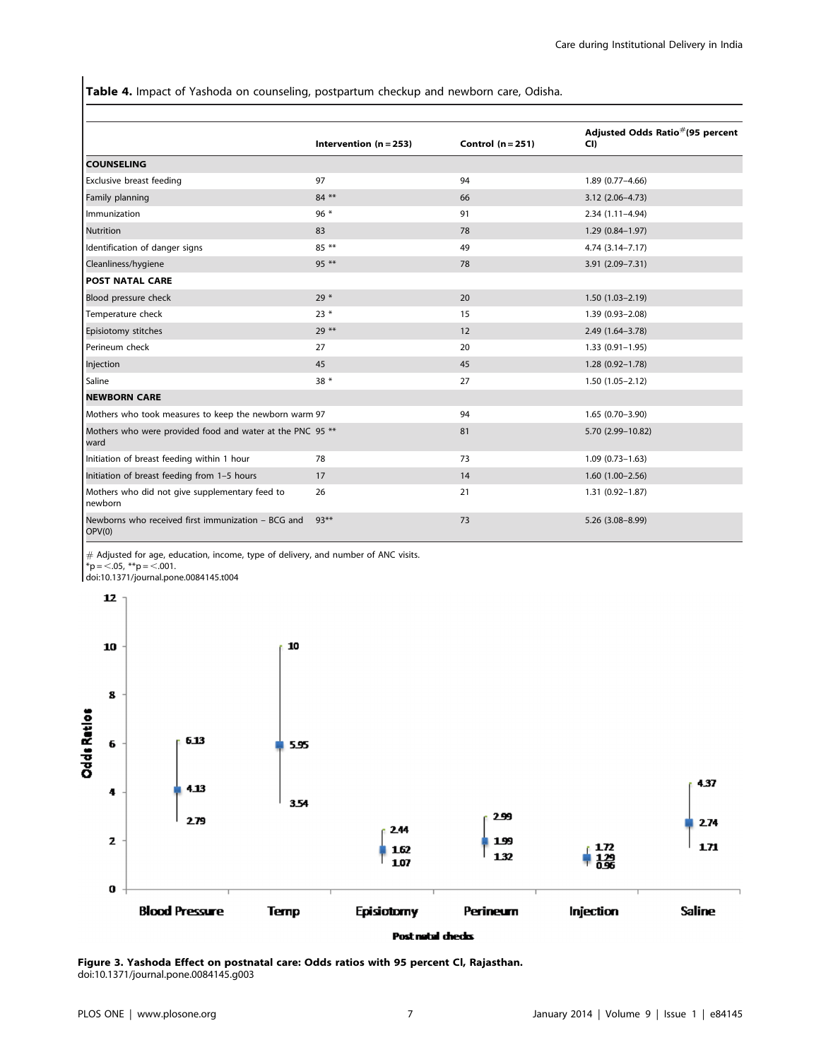**Table 4.** Impact of Yashoda on counseling, postpartum checkup and newborn care, Odisha.

| | Intervention (n = 253) | Control (n = 251) | Adjusted Odds Ratio#(95 percent CI) |
|---|---|---|---|
| **COUNSELING** | | | |
| Exclusive breast feeding | 97 | 94 | 1.89 (0.77–4.66) |
| Family planning | 84 ** | 66 | 3.12 (2.06–4.73) |
| Immunization | 96 * | 91 | 2.34 (1.11–4.94) |
| Nutrition | 83 | 78 | 1.29 (0.84–1.97) |
| Identification of danger signs | 85 ** | 49 | 4.74 (3.14–7.17) |
| Cleanliness/hygiene | 95 ** | 78 | 3.91 (2.09–7.31) |
| **POST NATAL CARE** | | | |
| Blood pressure check | 29 * | 20 | 1.50 (1.03–2.19) |
| Temperature check | 23 * | 15 | 1.39 (0.93–2.08) |
| Episiotomy stitches | 29 ** | 12 | 2.49 (1.64–3.78) |
| Perineum check | 27 | 20 | 1.33 (0.91–1.95) |
| Injection | 45 | 45 | 1.28 (0.92–1.78) |
| Saline | 38 * | 27 | 1.50 (1.05–2.12) |
| **NEWBORN CARE** | | | |
| Mothers who took measures to keep the newborn warm | 97 | 94 | 1.65 (0.70–3.90) |
| Mothers who were provided food and water at the PNC ward | 95 ** | 81 | 5.70 (2.99–10.82) |
| Initiation of breast feeding within 1 hour | 78 | 73 | 1.09 (0.73–1.63) |
| Initiation of breast feeding from 1–5 hours | 17 | 14 | 1.60 (1.00–2.56) |
| Mothers who did not give supplementary feed to newborn | 26 | 21 | 1.31 (0.92–1.87) |
| Newborns who received first immunization – BCG and OPV(0) | 93** | 73 | 5.26 (3.08–8.99) |

# Adjusted for age, education, income, type of delivery, and number of ANC visits.
*p = <.05, **p = <.001.
doi:10.1371/journal.pone.0084145.t004

**Figure 3. Yashoda Effect on postnatal care: Odds ratios with 95 percent CI, Rajasthan.**
doi:10.1371/journal.pone.0084145.g003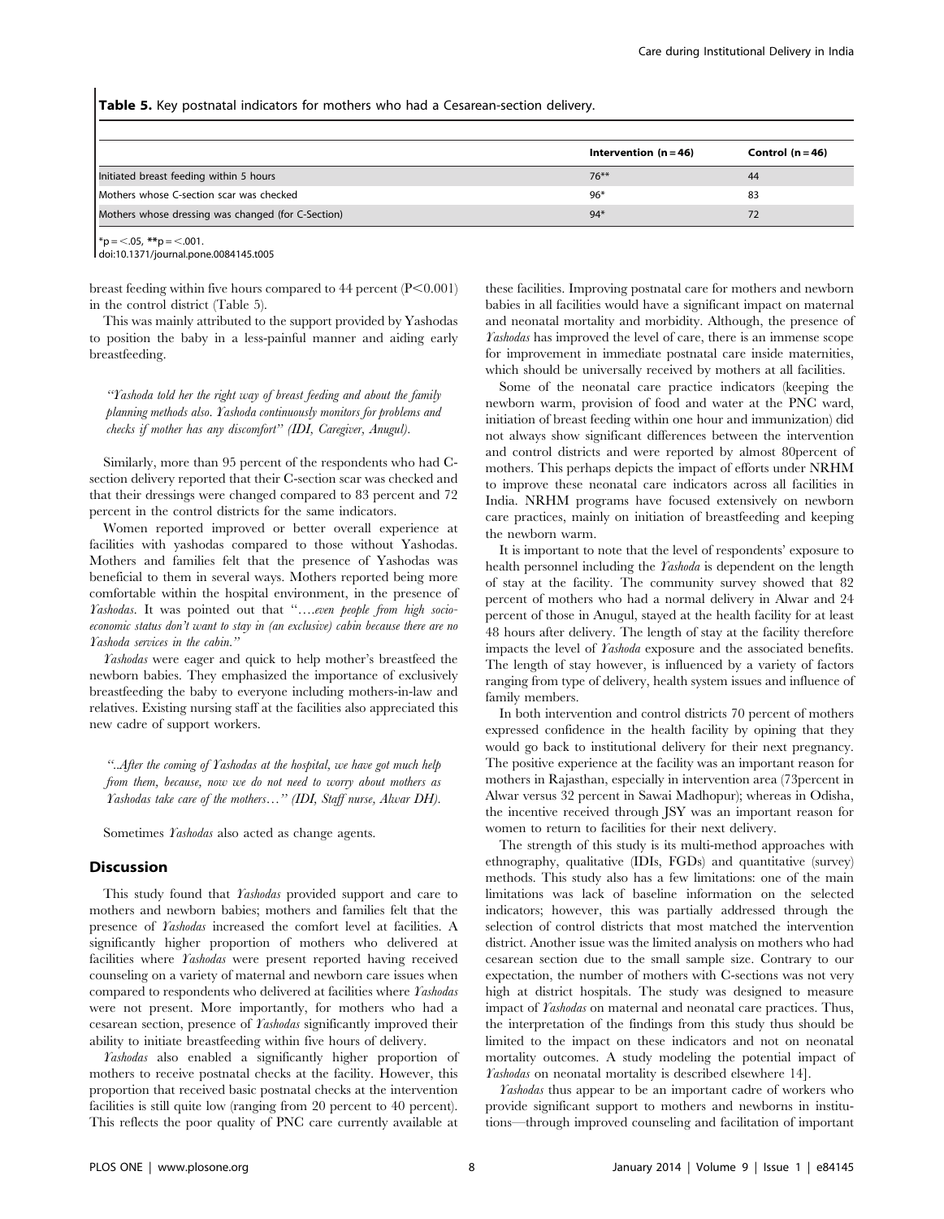**Table 5.** Key postnatal indicators for mothers who had a Cesarean-section delivery.

| | Intervention (n = 46) | Control (n = 46) |
|---|---|---|
| Initiated breast feeding within 5 hours | 76** | 44 |
| Mothers whose C-section scar was checked | 96* | 83 |
| Mothers whose dressing was changed (for C-Section) | 94* | 72 |

*p = <.05, **p = <.001.
doi:10.1371/journal.pone.0084145.t005

breast feeding within five hours compared to 44 percent (P<0.001) in the control district (Table 5).

This was mainly attributed to the support provided by Yashodas to position the baby in a less-painful manner and aiding early breastfeeding.

> *"Yashoda told her the right way of breast feeding and about the family planning methods also. Yashoda continuously monitors for problems and checks if mother has any discomfort"* (IDI, Caregiver, Anugul).

Similarly, more than 95 percent of the respondents who had C-section delivery reported that their C-section scar was checked and that their dressings were changed compared to 83 percent and 72 percent in the control districts for the same indicators.

Women reported improved or better overall experience at facilities with yashodas compared to those without Yashodas. Mothers and families felt that the presence of Yashodas was beneficial to them in several ways. Mothers reported being more comfortable within the hospital environment, in the presence of *Yashodas*. It was pointed out that "….*even people from high socio-economic status don't want to stay in (an exclusive) cabin because there are no Yashoda services in the cabin.*"

*Yashodas* were eager and quick to help mother's breastfeed the newborn babies. They emphasized the importance of exclusively breastfeeding the baby to everyone including mothers-in-law and relatives. Existing nursing staff at the facilities also appreciated this new cadre of support workers.

> *"..After the coming of Yashodas at the hospital, we have got much help from them, because, now we do not need to worry about mothers as Yashodas take care of the mothers…"* (IDI, Staff nurse, Alwar DH).

Sometimes *Yashodas* also acted as change agents.

## Discussion

This study found that *Yashodas* provided support and care to mothers and newborn babies; mothers and families felt that the presence of *Yashodas* increased the comfort level at facilities. A significantly higher proportion of mothers who delivered at facilities where *Yashodas* were present reported having received counseling on a variety of maternal and newborn care issues when compared to respondents who delivered at facilities where *Yashodas* were not present. More importantly, for mothers who had a cesarean section, presence of *Yashodas* significantly improved their ability to initiate breastfeeding within five hours of delivery.

*Yashodas* also enabled a significantly higher proportion of mothers to receive postnatal checks at the facility. However, this proportion that received basic postnatal checks at the intervention facilities is still quite low (ranging from 20 percent to 40 percent). This reflects the poor quality of PNC care currently available at these facilities. Improving postnatal care for mothers and newborn babies in all facilities would have a significant impact on maternal and neonatal mortality and morbidity. Although, the presence of *Yashodas* has improved the level of care, there is an immense scope for improvement in immediate postnatal care inside maternities, which should be universally received by mothers at all facilities.

Some of the neonatal care practice indicators (keeping the newborn warm, provision of food and water at the PNC ward, initiation of breast feeding within one hour and immunization) did not always show significant differences between the intervention and control districts and were reported by almost 80percent of mothers. This perhaps depicts the impact of efforts under NRHM to improve these neonatal care indicators across all facilities in India. NRHM programs have focused extensively on newborn care practices, mainly on initiation of breastfeeding and keeping the newborn warm.

It is important to note that the level of respondents' exposure to health personnel including the *Yashoda* is dependent on the length of stay at the facility. The community survey showed that 82 percent of mothers who had a normal delivery in Alwar and 24 percent of those in Anugul, stayed at the health facility for at least 48 hours after delivery. The length of stay at the facility therefore impacts the level of *Yashoda* exposure and the associated benefits. The length of stay however, is influenced by a variety of factors ranging from type of delivery, health system issues and influence of family members.

In both intervention and control districts 70 percent of mothers expressed confidence in the health facility by opining that they would go back to institutional delivery for their next pregnancy. The positive experience at the facility was an important reason for mothers in Rajasthan, especially in intervention area (73percent in Alwar versus 32 percent in Sawai Madhopur); whereas in Odisha, the incentive received through JSY was an important reason for women to return to facilities for their next delivery.

The strength of this study is its multi-method approaches with ethnography, qualitative (IDIs, FGDs) and quantitative (survey) methods. This study also has a few limitations: one of the main limitations was lack of baseline information on the selected indicators; however, this was partially addressed through the selection of control districts that most matched the intervention district. Another issue was the limited analysis on mothers who had cesarean section due to the small sample size. Contrary to our expectation, the number of mothers with C-sections was not very high at district hospitals. The study was designed to measure impact of *Yashodas* on maternal and neonatal care practices. Thus, the interpretation of the findings from this study thus should be limited to the impact on these indicators and not on neonatal mortality outcomes. A study modeling the potential impact of *Yashodas* on neonatal mortality is described elsewhere 14].

*Yashodas* thus appear to be an important cadre of workers who provide significant support to mothers and newborns in institutions—through improved counseling and facilitation of important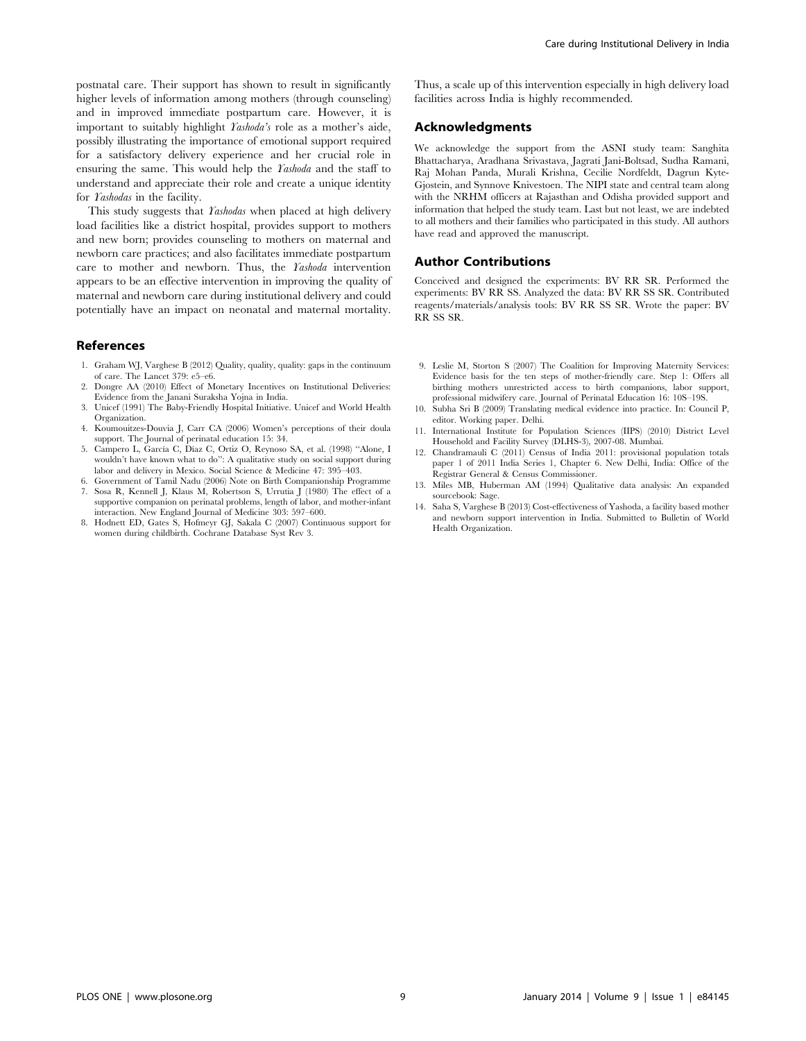postnatal care. Their support has shown to result in significantly higher levels of information among mothers (through counseling) and in improved immediate postpartum care. However, it is important to suitably highlight *Yashoda's* role as a mother's aide, possibly illustrating the importance of emotional support required for a satisfactory delivery experience and her crucial role in ensuring the same. This would help the *Yashoda* and the staff to understand and appreciate their role and create a unique identity for *Yashodas* in the facility.

This study suggests that *Yashodas* when placed at high delivery load facilities like a district hospital, provides support to mothers and new born; provides counseling to mothers on maternal and newborn care practices; and also facilitates immediate postpartum care to mother and newborn. Thus, the *Yashoda* intervention appears to be an effective intervention in improving the quality of maternal and newborn care during institutional delivery and could potentially have an impact on neonatal and maternal mortality. Thus, a scale up of this intervention especially in high delivery load facilities across India is highly recommended.

## Acknowledgments

We acknowledge the support from the ASNI study team: Sanghita Bhattacharya, Aradhana Srivastava, Jagrati Jani-Boltsad, Sudha Ramani, Raj Mohan Panda, Murali Krishna, Cecilie Nordfeldt, Dagrun Kyte-Gjostein, and Synnove Knivestoen. The NIPI state and central team along with the NRHM officers at Rajasthan and Odisha provided support and information that helped the study team. Last but not least, we are indebted to all mothers and their families who participated in this study. All authors have read and approved the manuscript.

## Author Contributions

Conceived and designed the experiments: BV RR SR. Performed the experiments: BV RR SS. Analyzed the data: BV RR SS SR. Contributed reagents/materials/analysis tools: BV RR SS SR. Wrote the paper: BV RR SS SR.

## References

1. Graham WJ, Varghese B (2012) Quality, quality, quality: gaps in the continuum of care. The Lancet 379: e5–e6.
2. Dongre AA (2010) Effect of Monetary Incentives on Institutional Deliveries: Evidence from the Janani Suraksha Yojna in India.
3. Unicef (1991) The Baby-Friendly Hospital Initiative. Unicef and World Health Organization.
4. Koumouitzes-Douvia J, Carr CA (2006) Women's perceptions of their doula support. The Journal of perinatal education 15: 34.
5. Campero L, García C, Díaz C, Ortiz O, Reynoso SA, et al. (1998) ''Alone, I wouldn't have known what to do'': A qualitative study on social support during labor and delivery in Mexico. Social Science & Medicine 47: 395–403.
6. Government of Tamil Nadu (2006) Note on Birth Companionship Programme
7. Sosa R, Kennell J, Klaus M, Robertson S, Urrutia J (1980) The effect of a supportive companion on perinatal problems, length of labor, and mother-infant interaction. New England Journal of Medicine 303: 597–600.
8. Hodnett ED, Gates S, Hofmeyr GJ, Sakala C (2007) Continuous support for women during childbirth. Cochrane Database Syst Rev 3.
9. Leslie M, Storton S (2007) The Coalition for Improving Maternity Services: Evidence basis for the ten steps of mother-friendly care. Step 1: Offers all birthing mothers unrestricted access to birth companions, labor support, professional midwifery care. Journal of Perinatal Education 16: 10S–19S.
10. Subha Sri B (2009) Translating medical evidence into practice. In: Council P, editor. Working paper. Delhi.
11. International Institute for Population Sciences (IIPS) (2010) District Level Household and Facility Survey (DLHS-3), 2007-08. Mumbai.
12. Chandramauli C (2011) Census of India 2011: provisional population totals paper 1 of 2011 India Series 1, Chapter 6. New Delhi, India: Office of the Registrar General & Census Commissioner.
13. Miles MB, Huberman AM (1994) Qualitative data analysis: An expanded sourcebook: Sage.
14. Saha S, Varghese B (2013) Cost-effectiveness of Yashoda, a facility based mother and newborn support intervention in India. Submitted to Bulletin of World Health Organization.